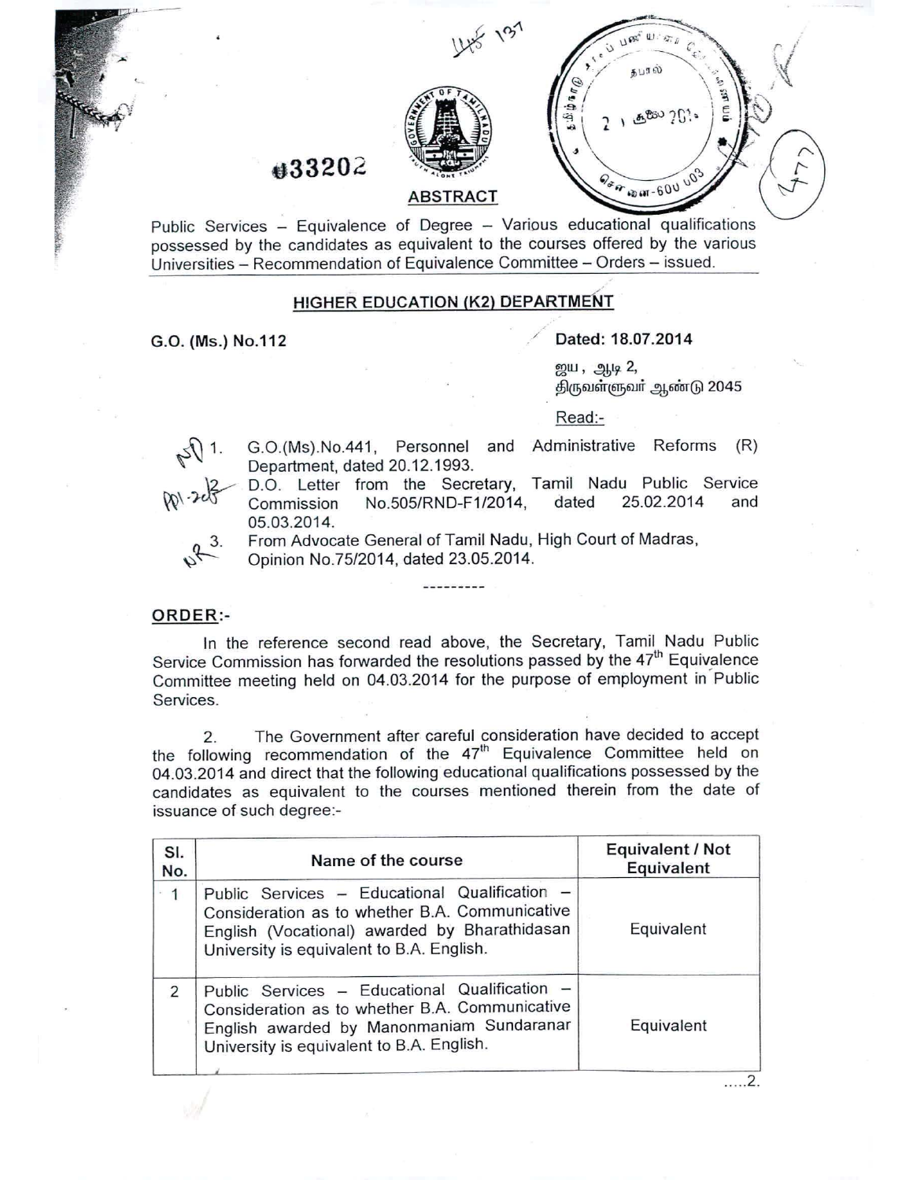## ABSTRACT

Public Services – Equivalence of Degree – Various educational qualifications possessed by the candidates as equivalent to the courses offered by the various Universities – Recommendation of Equivalence Committee – Orders – issued.

### HIGHER EDUCATION (K2) DEPARTMENT

**G.O. (Ms.) No.112** **Dated: 18.07.2014**

ஜய, ஆடி 2,
திருவள்ளுவர் ஆண்டு 2045

Read:-

1. G.O.(Ms).No.441, Personnel and Administrative Reforms (R) Department, dated 20.12.1993.
2. D.O. Letter from the Secretary, Tamil Nadu Public Service Commission No.505/RND-F1/2014, dated 25.02.2014 and 05.03.2014.
3. From Advocate General of Tamil Nadu, High Court of Madras, Opinion No.75/2014, dated 23.05.2014.

---------

**ORDER:-**

In the reference second read above, the Secretary, Tamil Nadu Public Service Commission has forwarded the resolutions passed by the 47th Equivalence Committee meeting held on 04.03.2014 for the purpose of employment in Public Services.

2. The Government after careful consideration have decided to accept the following recommendation of the 47th Equivalence Committee held on 04.03.2014 and direct that the following educational qualifications possessed by the candidates as equivalent to the courses mentioned therein from the date of issuance of such degree:-

| Sl. No. | Name of the course | Equivalent / Not Equivalent |
|---|---|---|
| 1 | Public Services – Educational Qualification – Consideration as to whether B.A. Communicative English (Vocational) awarded by Bharathidasan University is equivalent to B.A. English. | Equivalent |
| 2 | Public Services – Educational Qualification – Consideration as to whether B.A. Communicative English awarded by Manonmaniam Sundaranar University is equivalent to B.A. English. | Equivalent |

.....2.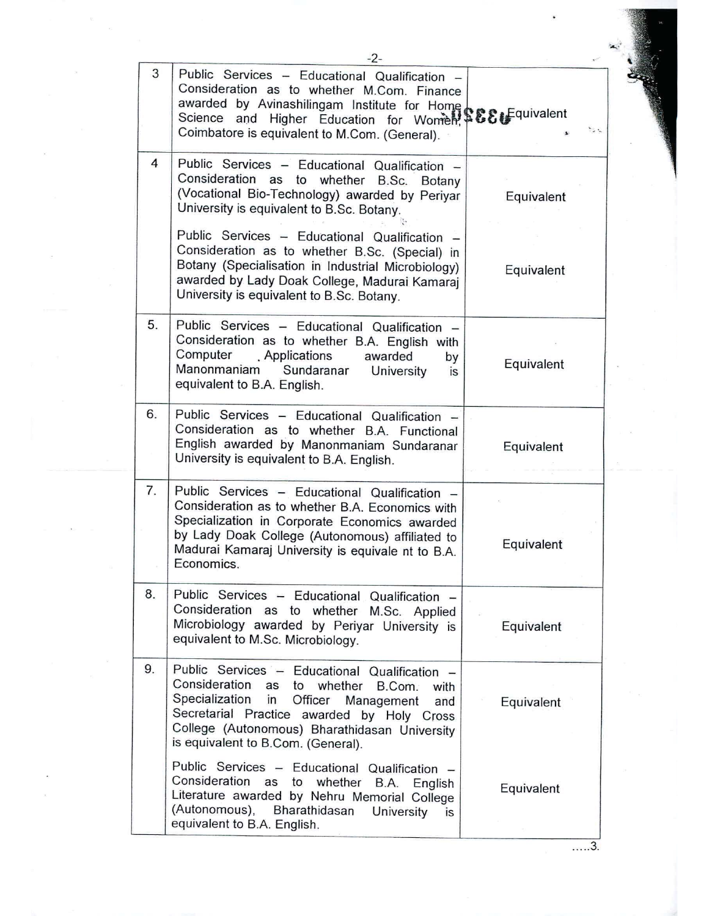| | | |
|---|---|---|
| 3 | Public Services – Educational Qualification – Consideration as to whether M.Com. Finance awarded by Avinashilingam Institute for Home Science and Higher Education for Women, Coimbatore is equivalent to M.Com. (General). | Equivalent |
| 4 | Public Services – Educational Qualification – Consideration as to whether B.Sc. Botany (Vocational Bio-Technology) awarded by Periyar University is equivalent to B.Sc. Botany. | Equivalent |
| | Public Services – Educational Qualification – Consideration as to whether B.Sc. (Special) in Botany (Specialisation in Industrial Microbiology) awarded by Lady Doak College, Madurai Kamaraj University is equivalent to B.Sc. Botany. | Equivalent |
| 5. | Public Services – Educational Qualification – Consideration as to whether B.A. English with Computer Applications awarded by Manonmaniam Sundaranar University is equivalent to B.A. English. | Equivalent |
| 6. | Public Services – Educational Qualification – Consideration as to whether B.A. Functional English awarded by Manonmaniam Sundaranar University is equivalent to B.A. English. | Equivalent |
| 7. | Public Services – Educational Qualification – Consideration as to whether B.A. Economics with Specialization in Corporate Economics awarded by Lady Doak College (Autonomous) affiliated to Madurai Kamaraj University is equivale nt to B.A. Economics. | Equivalent |
| 8. | Public Services – Educational Qualification – Consideration as to whether M.Sc. Applied Microbiology awarded by Periyar University is equivalent to M.Sc. Microbiology. | Equivalent |
| 9. | Public Services – Educational Qualification – Consideration as to whether B.Com. with Specialization in Officer Management and Secretarial Practice awarded by Holy Cross College (Autonomous) Bharathidasan University is equivalent to B.Com. (General). | Equivalent |
| | Public Services – Educational Qualification – Consideration as to whether B.A. English Literature awarded by Nehru Memorial College (Autonomous), Bharathidasan University is equivalent to B.A. English. | Equivalent |

.....3.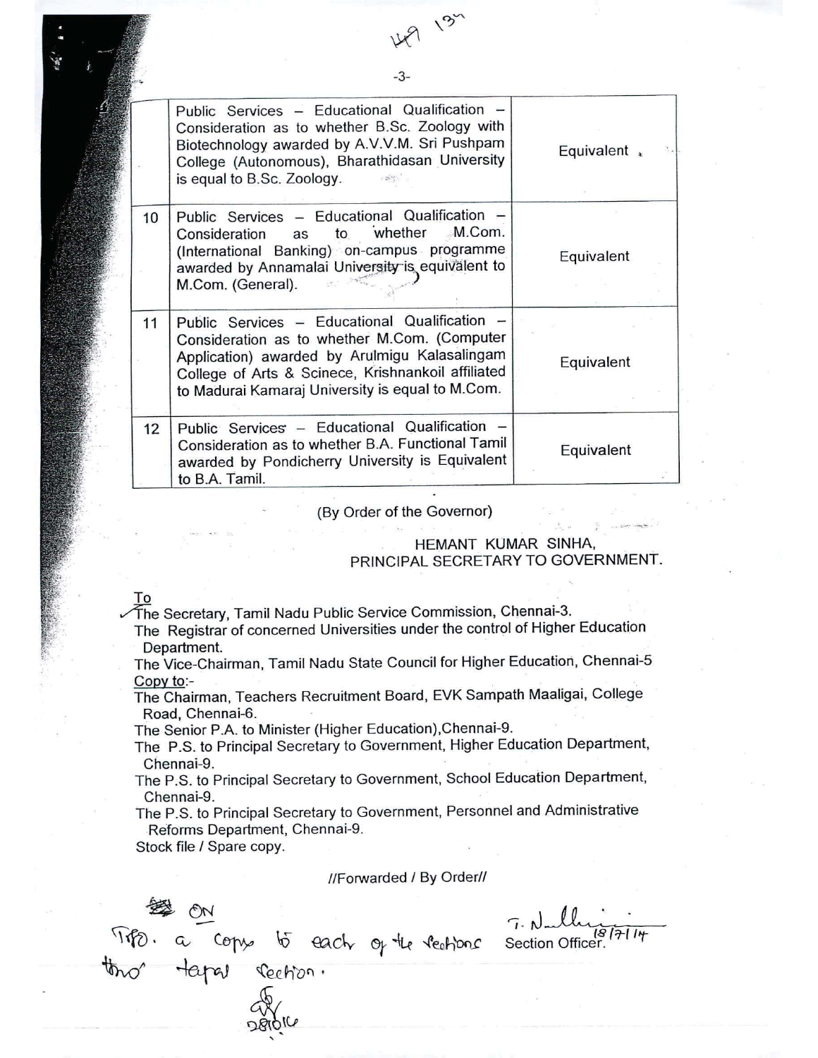| | | |
|---|---|---|
| | Public Services – Educational Qualification – Consideration as to whether B.Sc. Zoology with Biotechnology awarded by A.V.V.M. Sri Pushpam College (Autonomous), Bharathidasan University is equal to B.Sc. Zoology. | Equivalent |
| 10 | Public Services – Educational Qualification – Consideration as to whether M.Com. (International Banking) on-campus programme awarded by Annamalai University is equivalent to M.Com. (General). | Equivalent |
| 11 | Public Services – Educational Qualification – Consideration as to whether M.Com. (Computer Application) awarded by Arulmigu Kalasalingam College of Arts & Scinece, Krishnankoil affiliated to Madurai Kamaraj University is equal to M.Com. | Equivalent |
| 12 | Public Services – Educational Qualification – Consideration as to whether B.A. Functional Tamil awarded by Pondicherry University is Equivalent to B.A. Tamil. | Equivalent |

(By Order of the Governor)

HEMANT KUMAR SINHA,
PRINCIPAL SECRETARY TO GOVERNMENT.

To

The Secretary, Tamil Nadu Public Service Commission, Chennai-3.
The Registrar of concerned Universities under the control of Higher Education Department.
The Vice-Chairman, Tamil Nadu State Council for Higher Education, Chennai-5

Copy to:-

The Chairman, Teachers Recruitment Board, EVK Sampath Maaligai, College Road, Chennai-6.
The Senior P.A. to Minister (Higher Education), Chennai-9.
The P.S. to Principal Secretary to Government, Higher Education Department, Chennai-9.
The P.S. to Principal Secretary to Government, School Education Department, Chennai-9.
The P.S. to Principal Secretary to Government, Personnel and Administrative Reforms Department, Chennai-9.
Stock file / Spare copy.

//Forwarded / By Order//

Section Officer. 18/7/14

ON
T.P.O. a copy to each of the sections thro' tapal section.